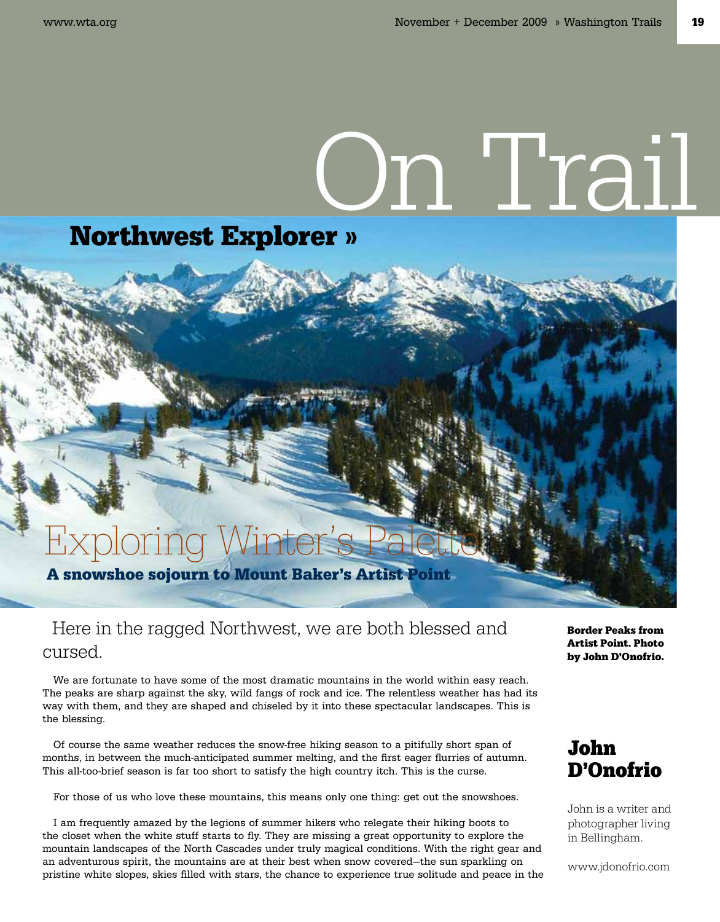# On Trail

## Northwest Explorer »

# Exploring Winter's Palette

### A snowshoe sojourn to Mount Baker's Artist Point

Border Peaks from Artist Point. Photo by John D'Onofrio.

Here in the ragged Northwest, we are both blessed and cursed.

We are fortunate to have some of the most dramatic mountains in the world within easy reach. The peaks are sharp against the sky, wild fangs of rock and ice. The relentless weather has had its way with them, and they are shaped and chiseled by it into these spectacular landscapes. This is the blessing.

Of course the same weather reduces the snow-free hiking season to a pitifully short span of months, in between the much-anticipated summer melting, and the first eager flurries of autumn. This all-too-brief season is far too short to satisfy the high country itch. This is the curse.

For those of us who love these mountains, this means only one thing: get out the snowshoes.

I am frequently amazed by the legions of summer hikers who relegate their hiking boots to the closet when the white stuff starts to fly. They are missing a great opportunity to explore the mountain landscapes of the North Cascades under truly magical conditions. With the right gear and an adventurous spirit, the mountains are at their best when snow covered—the sun sparkling on pristine white slopes, skies filled with stars, the chance to experience true solitude and peace in the

## John D'Onofrio

John is a writer and photographer living in Bellingham.

www.jdonofrio.com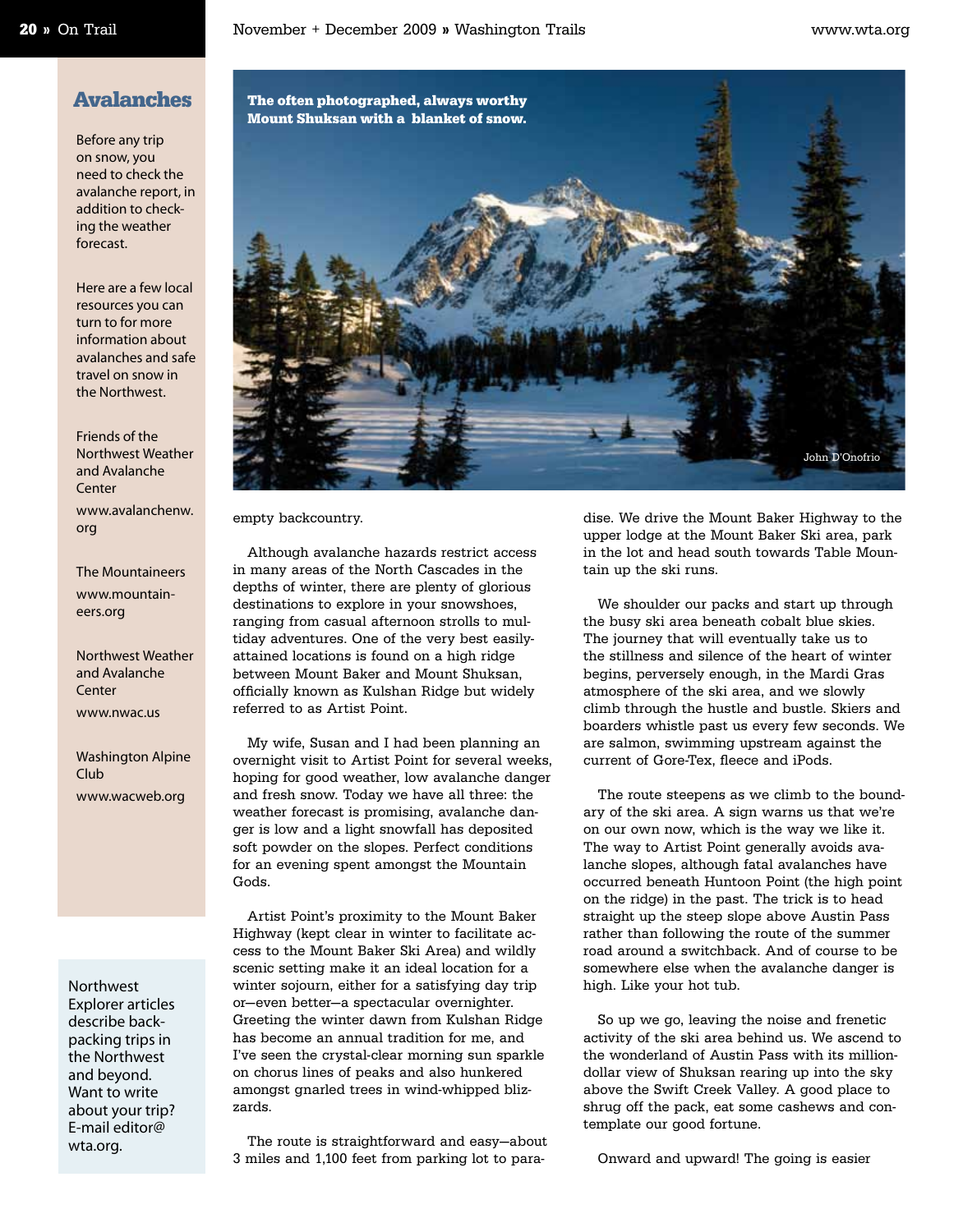## Avalanches

Before any trip on snow, you need to check the avalanche report, in addition to checking the weather forecast.

Here are a few local resources you can turn to for more information about avalanches and safe travel on snow in the Northwest.

Friends of the Northwest Weather and Avalanche Center
www.avalanchenw.org

The Mountaineers
www.mountaineers.org

Northwest Weather and Avalanche Center
www.nwac.us

Washington Alpine Club
www.wacweb.org

Northwest Explorer articles describe backpacking trips in the Northwest and beyond. Want to write about your trip? E-mail editor@wta.org.

**The often photographed, always worthy Mount Shuksan with a blanket of snow.**

John D'Onofrio

empty backcountry.

Although avalanche hazards restrict access in many areas of the North Cascades in the depths of winter, there are plenty of glorious destinations to explore in your snowshoes, ranging from casual afternoon strolls to multiday adventures. One of the very best easily-attained locations is found on a high ridge between Mount Baker and Mount Shuksan, officially known as Kulshan Ridge but widely referred to as Artist Point.

My wife, Susan and I had been planning an overnight visit to Artist Point for several weeks, hoping for good weather, low avalanche danger and fresh snow. Today we have all three: the weather forecast is promising, avalanche danger is low and a light snowfall has deposited soft powder on the slopes. Perfect conditions for an evening spent amongst the Mountain Gods.

Artist Point's proximity to the Mount Baker Highway (kept clear in winter to facilitate access to the Mount Baker Ski Area) and wildly scenic setting make it an ideal location for a winter sojourn, either for a satisfying day trip or—even better—a spectacular overnighter. Greeting the winter dawn from Kulshan Ridge has become an annual tradition for me, and I've seen the crystal-clear morning sun sparkle on chorus lines of peaks and also hunkered amongst gnarled trees in wind-whipped blizzards.

The route is straightforward and easy—about 3 miles and 1,100 feet from parking lot to paradise. We drive the Mount Baker Highway to the upper lodge at the Mount Baker Ski area, park in the lot and head south towards Table Mountain up the ski runs.

We shoulder our packs and start up through the busy ski area beneath cobalt blue skies. The journey that will eventually take us to the stillness and silence of the heart of winter begins, perversely enough, in the Mardi Gras atmosphere of the ski area, and we slowly climb through the hustle and bustle. Skiers and boarders whistle past us every few seconds. We are salmon, swimming upstream against the current of Gore-Tex, fleece and iPods.

The route steepens as we climb to the boundary of the ski area. A sign warns us that we're on our own now, which is the way we like it. The way to Artist Point generally avoids avalanche slopes, although fatal avalanches have occurred beneath Huntoon Point (the high point on the ridge) in the past. The trick is to head straight up the steep slope above Austin Pass rather than following the route of the summer road around a switchback. And of course to be somewhere else when the avalanche danger is high. Like your hot tub.

So up we go, leaving the noise and frenetic activity of the ski area behind us. We ascend to the wonderland of Austin Pass with its million-dollar view of Shuksan rearing up into the sky above the Swift Creek Valley. A good place to shrug off the pack, eat some cashews and contemplate our good fortune.

Onward and upward! The going is easier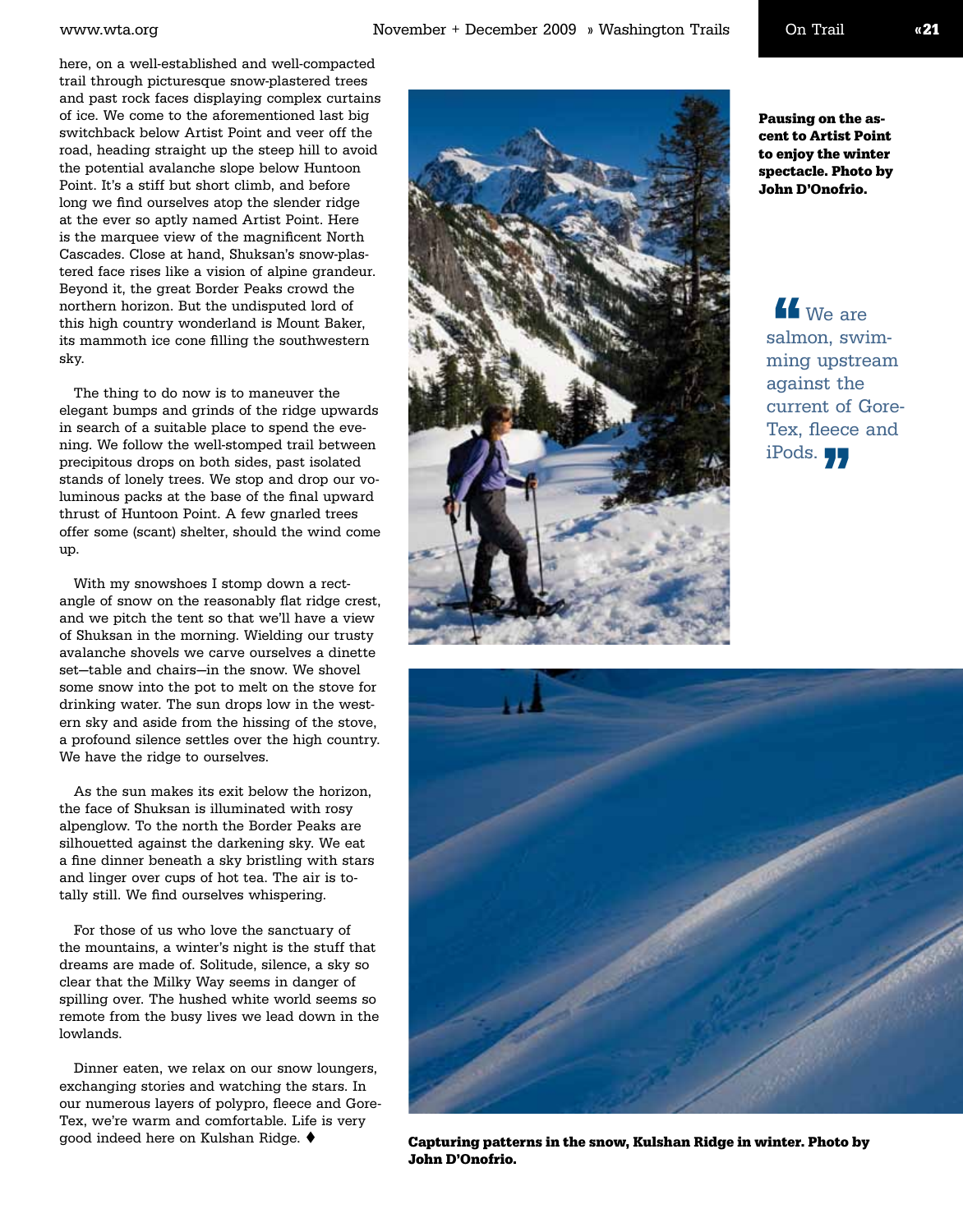here, on a well-established and well-compacted trail through picturesque snow-plastered trees and past rock faces displaying complex curtains of ice. We come to the aforementioned last big switchback below Artist Point and veer off the road, heading straight up the steep hill to avoid the potential avalanche slope below Huntoon Point. It's a stiff but short climb, and before long we find ourselves atop the slender ridge at the ever so aptly named Artist Point. Here is the marquee view of the magnificent North Cascades. Close at hand, Shuksan's snow-plastered face rises like a vision of alpine grandeur. Beyond it, the great Border Peaks crowd the northern horizon. But the undisputed lord of this high country wonderland is Mount Baker, its mammoth ice cone filling the southwestern sky.

The thing to do now is to maneuver the elegant bumps and grinds of the ridge upwards in search of a suitable place to spend the evening. We follow the well-stomped trail between precipitous drops on both sides, past isolated stands of lonely trees. We stop and drop our voluminous packs at the base of the final upward thrust of Huntoon Point. A few gnarled trees offer some (scant) shelter, should the wind come up.

With my snowshoes I stomp down a rectangle of snow on the reasonably flat ridge crest, and we pitch the tent so that we'll have a view of Shuksan in the morning. Wielding our trusty avalanche shovels we carve ourselves a dinette set—table and chairs—in the snow. We shovel some snow into the pot to melt on the stove for drinking water. The sun drops low in the western sky and aside from the hissing of the stove, a profound silence settles over the high country. We have the ridge to ourselves.

As the sun makes its exit below the horizon, the face of Shuksan is illuminated with rosy alpenglow. To the north the Border Peaks are silhouetted against the darkening sky. We eat a fine dinner beneath a sky bristling with stars and linger over cups of hot tea. The air is totally still. We find ourselves whispering.

For those of us who love the sanctuary of the mountains, a winter's night is the stuff that dreams are made of. Solitude, silence, a sky so clear that the Milky Way seems in danger of spilling over. The hushed white world seems so remote from the busy lives we lead down in the lowlands.

Dinner eaten, we relax on our snow loungers, exchanging stories and watching the stars. In our numerous layers of polypro, fleece and Gore-Tex, we're warm and comfortable. Life is very good indeed here on Kulshan Ridge. ♦

**Pausing on the ascent to Artist Point to enjoy the winter spectacle. Photo by John D'Onofrio.**

> "We are salmon, swimming upstream against the current of Gore-Tex, fleece and iPods."

**Capturing patterns in the snow, Kulshan Ridge in winter. Photo by John D'Onofrio.**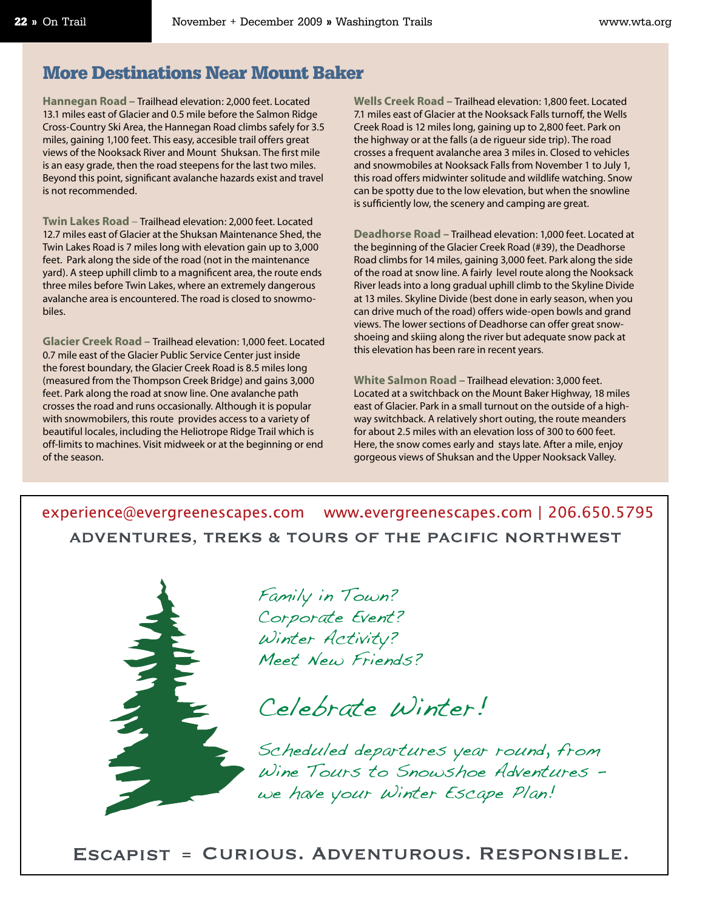## More Destinations Near Mount Baker

**Hannegan Road** – Trailhead elevation: 2,000 feet. Located 13.1 miles east of Glacier and 0.5 mile before the Salmon Ridge Cross-Country Ski Area, the Hannegan Road climbs safely for 3.5 miles, gaining 1,100 feet. This easy, accesible trail offers great views of the Nooksack River and Mount Shuksan. The first mile is an easy grade, then the road steepens for the last two miles. Beyond this point, significant avalanche hazards exist and travel is not recommended.

**Twin Lakes Road** – Trailhead elevation: 2,000 feet. Located 12.7 miles east of Glacier at the Shuksan Maintenance Shed, the Twin Lakes Road is 7 miles long with elevation gain up to 3,000 feet. Park along the side of the road (not in the maintenance yard). A steep uphill climb to a magnificent area, the route ends three miles before Twin Lakes, where an extremely dangerous avalanche area is encountered. The road is closed to snowmobiles.

**Glacier Creek Road** – Trailhead elevation: 1,000 feet. Located 0.7 mile east of the Glacier Public Service Center just inside the forest boundary, the Glacier Creek Road is 8.5 miles long (measured from the Thompson Creek Bridge) and gains 3,000 feet. Park along the road at snow line. One avalanche path crosses the road and runs occasionally. Although it is popular with snowmobilers, this route provides access to a variety of beautiful locales, including the Heliotrope Ridge Trail which is off-limits to machines. Visit midweek or at the beginning or end of the season.

**Wells Creek Road** – Trailhead elevation: 1,800 feet. Located 7.1 miles east of Glacier at the Nooksack Falls turnoff, the Wells Creek Road is 12 miles long, gaining up to 2,800 feet. Park on the highway or at the falls (a de rigueur side trip). The road crosses a frequent avalanche area 3 miles in. Closed to vehicles and snowmobiles at Nooksack Falls from November 1 to July 1, this road offers midwinter solitude and wildlife watching. Snow can be spotty due to the low elevation, but when the snowline is sufficiently low, the scenery and camping are great.

**Deadhorse Road** – Trailhead elevation: 1,000 feet. Located at the beginning of the Glacier Creek Road (#39), the Deadhorse Road climbs for 14 miles, gaining 3,000 feet. Park along the side of the road at snow line. A fairly level route along the Nooksack River leads into a long gradual uphill climb to the Skyline Divide at 13 miles. Skyline Divide (best done in early season, when you can drive much of the road) offers wide-open bowls and grand views. The lower sections of Deadhorse can offer great snowshoeing and skiing along the river but adequate snow pack at this elevation has been rare in recent years.

**White Salmon Road** – Trailhead elevation: 3,000 feet. Located at a switchback on the Mount Baker Highway, 18 miles east of Glacier. Park in a small turnout on the outside of a highway switchback. A relatively short outing, the route meanders for about 2.5 miles with an elevation loss of 300 to 600 feet. Here, the snow comes early and stays late. After a mile, enjoy gorgeous views of Shuksan and the Upper Nooksack Valley.

---

experience@evergreenescapes.com www.evergreenescapes.com | 206.650.5795

ADVENTURES, TREKS & TOURS OF THE PACIFIC NORTHWEST

*Family in Town?*
*Corporate Event?*
*Winter Activity?*
*Meet New Friends?*

*Celebrate Winter!*

*Scheduled departures year round, from Wine Tours to Snowshoe Adventures – we have your Winter Escape Plan!*

ESCAPIST = CURIOUS. ADVENTUROUS. RESPONSIBLE.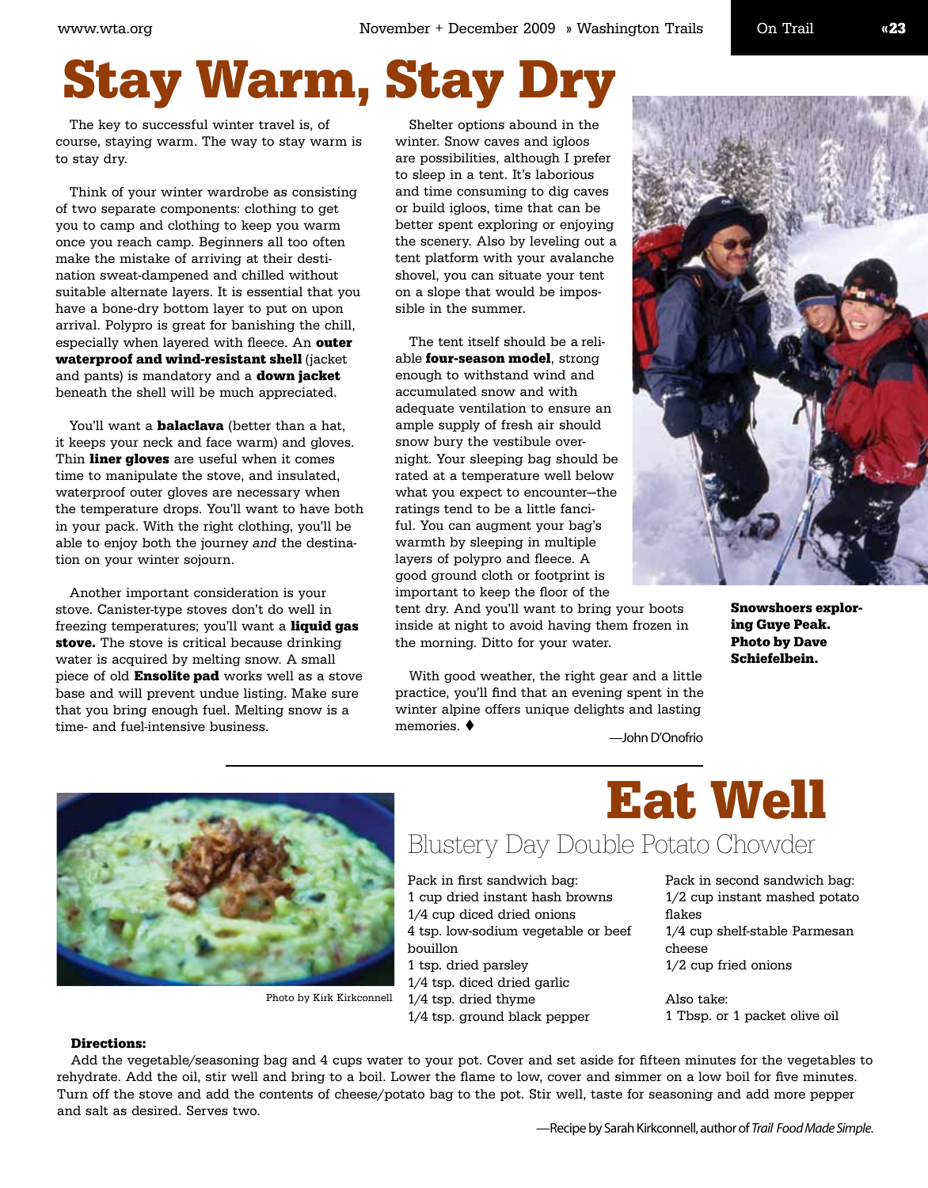# Stay Warm, Stay Dry

The key to successful winter travel is, of course, staying warm. The way to stay warm is to stay dry.

Think of your winter wardrobe as consisting of two separate components: clothing to get you to camp and clothing to keep you warm once you reach camp. Beginners all too often make the mistake of arriving at their destination sweat-dampened and chilled without suitable alternate layers. It is essential that you have a bone-dry bottom layer to put on upon arrival. Polypro is great for banishing the chill, especially when layered with fleece. An **outer waterproof and wind-resistant shell** (jacket and pants) is mandatory and a **down jacket** beneath the shell will be much appreciated.

You'll want a **balaclava** (better than a hat, it keeps your neck and face warm) and gloves. Thin **liner gloves** are useful when it comes time to manipulate the stove, and insulated, waterproof outer gloves are necessary when the temperature drops. You'll want to have both in your pack. With the right clothing, you'll be able to enjoy both the journey *and* the destination on your winter sojourn.

Another important consideration is your stove. Canister-type stoves don't do well in freezing temperatures; you'll want a **liquid gas stove.** The stove is critical because drinking water is acquired by melting snow. A small piece of old **Ensolite pad** works well as a stove base and will prevent undue listing. Make sure that you bring enough fuel. Melting snow is a time- and fuel-intensive business.

Shelter options abound in the winter. Snow caves and igloos are possibilities, although I prefer to sleep in a tent. It's laborious and time consuming to dig caves or build igloos, time that can be better spent exploring or enjoying the scenery. Also by leveling out a tent platform with your avalanche shovel, you can situate your tent on a slope that would be impossible in the summer.

The tent itself should be a reliable **four-season model**, strong enough to withstand wind and accumulated snow and with adequate ventilation to ensure an ample supply of fresh air should snow bury the vestibule overnight. Your sleeping bag should be rated at a temperature well below what you expect to encounter—the ratings tend to be a little fanciful. You can augment your bag's warmth by sleeping in multiple layers of polypro and fleece. A good ground cloth or footprint is important to keep the floor of the tent dry. And you'll want to bring your boots inside at night to avoid having them frozen in the morning. Ditto for your water.

With good weather, the right gear and a little practice, you'll find that an evening spent in the winter alpine offers unique delights and lasting memories. ♦

—John D'Onofrio

**Snowshoers exploring Guye Peak. Photo by Dave Schiefelbein.**

# Eat Well

## Blustery Day Double Potato Chowder

Photo by Kirk Kirkconnell

Pack in first sandwich bag:
1 cup dried instant hash browns
1/4 cup diced dried onions
4 tsp. low-sodium vegetable or beef bouillon
1 tsp. dried parsley
1/4 tsp. diced dried garlic
1/4 tsp. dried thyme
1/4 tsp. ground black pepper

Pack in second sandwich bag:
1/2 cup instant mashed potato flakes
1/4 cup shelf-stable Parmesan cheese
1/2 cup fried onions

Also take:
1 Tbsp. or 1 packet olive oil

**Directions:**

Add the vegetable/seasoning bag and 4 cups water to your pot. Cover and set aside for fifteen minutes for the vegetables to rehydrate. Add the oil, stir well and bring to a boil. Lower the flame to low, cover and simmer on a low boil for five minutes. Turn off the stove and add the contents of cheese/potato bag to the pot. Stir well, taste for seasoning and add more pepper and salt as desired. Serves two.

—Recipe by Sarah Kirkconnell, author of *Trail Food Made Simple*.